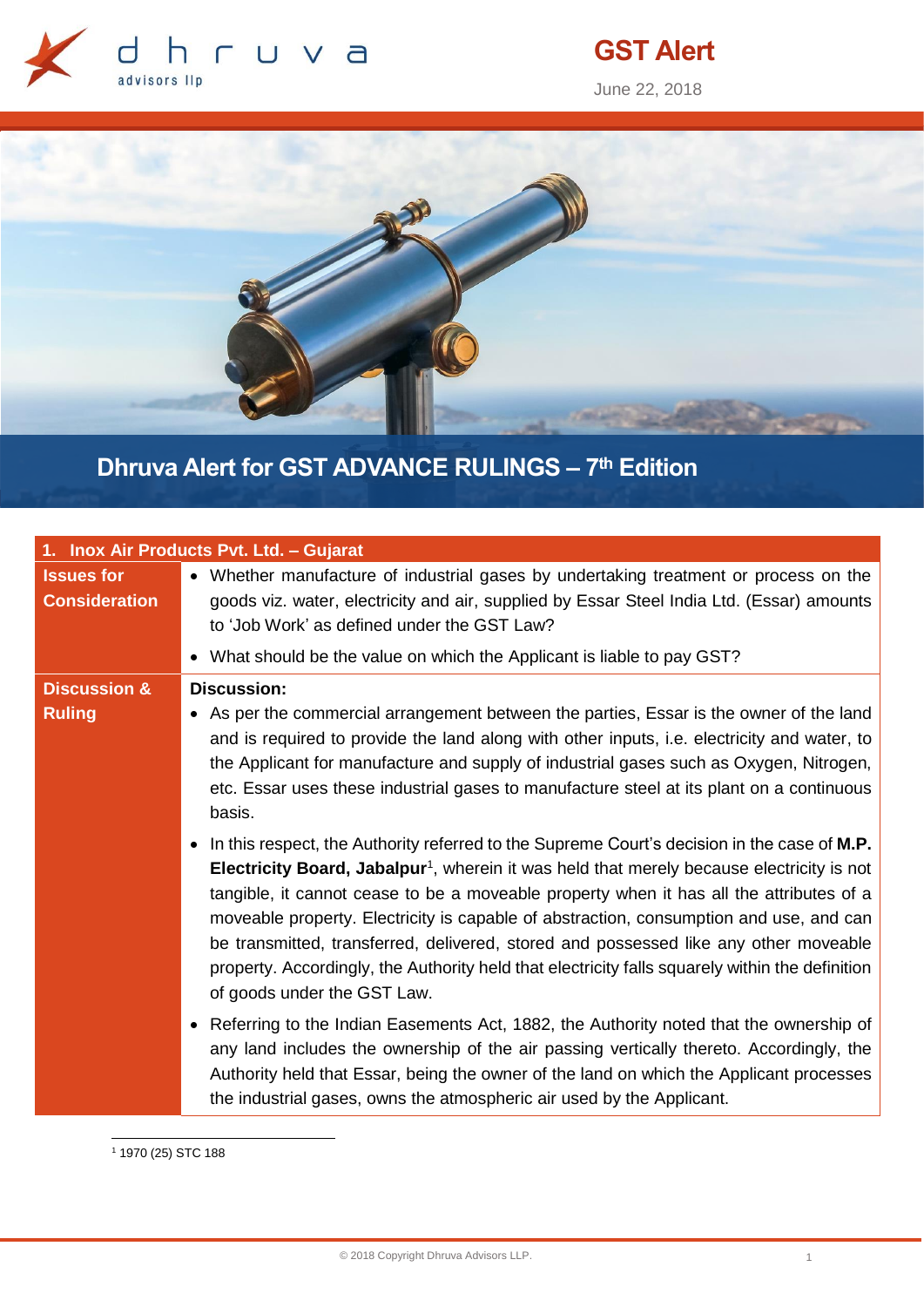# GST Alert

June 22, 2018

## Dhruva Alert for GST ADVANCE RULINGS – 7th Edition

| 1. Inox Air Products Pvt. Ltd. – Gujarat | |
|---|---|
| **Issues for Consideration** | • Whether manufacture of industrial gases by undertaking treatment or process on the goods viz. water, electricity and air, supplied by Essar Steel India Ltd. (Essar) amounts to 'Job Work' as defined under the GST Law?<br>• What should be the value on which the Applicant is liable to pay GST? |
| **Discussion & Ruling** | **Discussion:**<br>• As per the commercial arrangement between the parties, Essar is the owner of the land and is required to provide the land along with other inputs, i.e. electricity and water, to the Applicant for manufacture and supply of industrial gases such as Oxygen, Nitrogen, etc. Essar uses these industrial gases to manufacture steel at its plant on a continuous basis.<br>• In this respect, the Authority referred to the Supreme Court's decision in the case of **M.P. Electricity Board, Jabalpur**[1], wherein it was held that merely because electricity is not tangible, it cannot cease to be a moveable property when it has all the attributes of a moveable property. Electricity is capable of abstraction, consumption and use, and can be transmitted, transferred, delivered, stored and possessed like any other moveable property. Accordingly, the Authority held that electricity falls squarely within the definition of goods under the GST Law.<br>• Referring to the Indian Easements Act, 1882, the Authority noted that the ownership of any land includes the ownership of the air passing vertically thereto. Accordingly, the Authority held that Essar, being the owner of the land on which the Applicant processes the industrial gases, owns the atmospheric air used by the Applicant. |

[1] 1970 (25) STC 188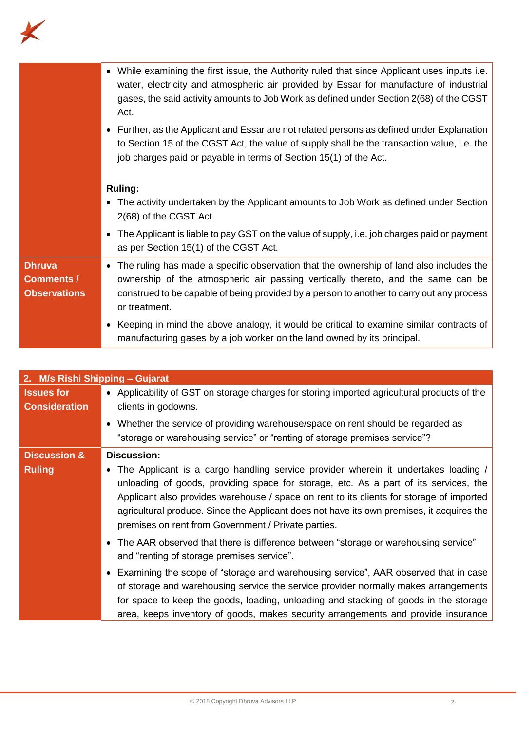| | |
|---|---|
| | • While examining the first issue, the Authority ruled that since Applicant uses inputs i.e. water, electricity and atmospheric air provided by Essar for manufacture of industrial gases, the said activity amounts to Job Work as defined under Section 2(68) of the CGST Act.<br>• Further, as the Applicant and Essar are not related persons as defined under Explanation to Section 15 of the CGST Act, the value of supply shall be the transaction value, i.e. the job charges paid or payable in terms of Section 15(1) of the Act.<br><br>**Ruling:**<br>• The activity undertaken by the Applicant amounts to Job Work as defined under Section 2(68) of the CGST Act.<br>• The Applicant is liable to pay GST on the value of supply, i.e. job charges paid or payment as per Section 15(1) of the CGST Act. |
| **Dhruva Comments / Observations** | • The ruling has made a specific observation that the ownership of land also includes the ownership of the atmospheric air passing vertically thereto, and the same can be construed to be capable of being provided by a person to another to carry out any process or treatment.<br>• Keeping in mind the above analogy, it would be critical to examine similar contracts of manufacturing gases by a job worker on the land owned by its principal. |

| **2. M/s Rishi Shipping – Gujarat** | |
|---|---|
| **Issues for Consideration** | • Applicability of GST on storage charges for storing imported agricultural products of the clients in godowns.<br>• Whether the service of providing warehouse/space on rent should be regarded as "storage or warehousing service" or "renting of storage premises service"? |
| **Discussion & Ruling** | **Discussion:**<br>• The Applicant is a cargo handling service provider wherein it undertakes loading / unloading of goods, providing space for storage, etc. As a part of its services, the Applicant also provides warehouse / space on rent to its clients for storage of imported agricultural produce. Since the Applicant does not have its own premises, it acquires the premises on rent from Government / Private parties.<br>• The AAR observed that there is difference between "storage or warehousing service" and "renting of storage premises service".<br>• Examining the scope of "storage and warehousing service", AAR observed that in case of storage and warehousing service the service provider normally makes arrangements for space to keep the goods, loading, unloading and stacking of goods in the storage area, keeps inventory of goods, makes security arrangements and provide insurance |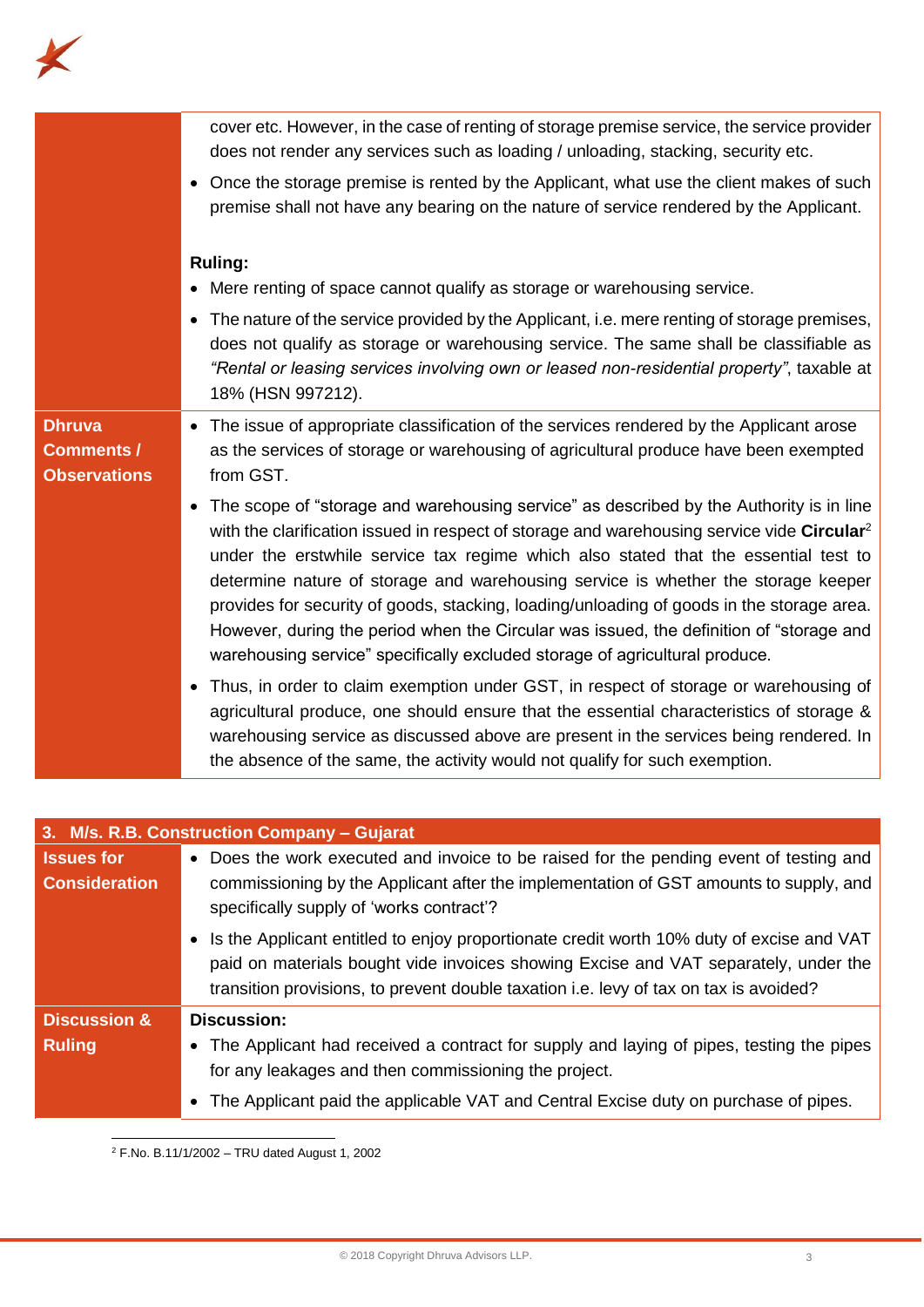| | |
|---|---|
| | cover etc. However, in the case of renting of storage premise service, the service provider does not render any services such as loading / unloading, stacking, security etc.<br>• Once the storage premise is rented by the Applicant, what use the client makes of such premise shall not have any bearing on the nature of service rendered by the Applicant.<br><br>**Ruling:**<br>• Mere renting of space cannot qualify as storage or warehousing service.<br>• The nature of the service provided by the Applicant, i.e. mere renting of storage premises, does not qualify as storage or warehousing service. The same shall be classifiable as *"Rental or leasing services involving own or leased non-residential property"*, taxable at 18% (HSN 997212). |
| **Dhruva Comments / Observations** | • The issue of appropriate classification of the services rendered by the Applicant arose as the services of storage or warehousing of agricultural produce have been exempted from GST.<br>• The scope of "storage and warehousing service" as described by the Authority is in line with the clarification issued in respect of storage and warehousing service vide **Circular**[2] under the erstwhile service tax regime which also stated that the essential test to determine nature of storage and warehousing service is whether the storage keeper provides for security of goods, stacking, loading/unloading of goods in the storage area. However, during the period when the Circular was issued, the definition of "storage and warehousing service" specifically excluded storage of agricultural produce.<br>• Thus, in order to claim exemption under GST, in respect of storage or warehousing of agricultural produce, one should ensure that the essential characteristics of storage & warehousing service as discussed above are present in the services being rendered. In the absence of the same, the activity would not qualify for such exemption. |

| **3. M/s. R.B. Construction Company – Gujarat** | |
|---|---|
| **Issues for Consideration** | • Does the work executed and invoice to be raised for the pending event of testing and commissioning by the Applicant after the implementation of GST amounts to supply, and specifically supply of 'works contract'?<br>• Is the Applicant entitled to enjoy proportionate credit worth 10% duty of excise and VAT paid on materials bought vide invoices showing Excise and VAT separately, under the transition provisions, to prevent double taxation i.e. levy of tax on tax is avoided? |
| **Discussion & Ruling** | **Discussion:**<br>• The Applicant had received a contract for supply and laying of pipes, testing the pipes for any leakages and then commissioning the project.<br>• The Applicant paid the applicable VAT and Central Excise duty on purchase of pipes. |

[2] F.No. B.11/1/2002 – TRU dated August 1, 2002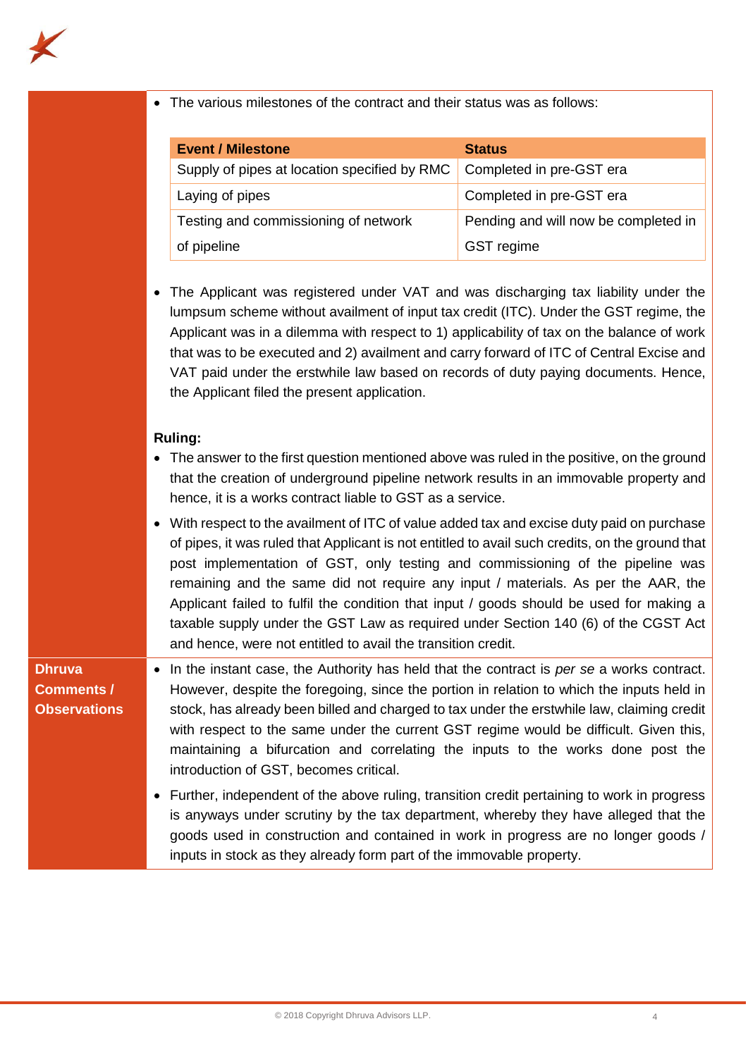- The various milestones of the contract and their status was as follows:

| Event / Milestone | Status |
| --- | --- |
| Supply of pipes at location specified by RMC | Completed in pre-GST era |
| Laying of pipes | Completed in pre-GST era |
| Testing and commissioning of network of pipeline | Pending and will now be completed in GST regime |

- The Applicant was registered under VAT and was discharging tax liability under the lumpsum scheme without availment of input tax credit (ITC). Under the GST regime, the Applicant was in a dilemma with respect to 1) applicability of tax on the balance of work that was to be executed and 2) availment and carry forward of ITC of Central Excise and VAT paid under the erstwhile law based on records of duty paying documents. Hence, the Applicant filed the present application.

**Ruling:**

- The answer to the first question mentioned above was ruled in the positive, on the ground that the creation of underground pipeline network results in an immovable property and hence, it is a works contract liable to GST as a service.
- With respect to the availment of ITC of value added tax and excise duty paid on purchase of pipes, it was ruled that Applicant is not entitled to avail such credits, on the ground that post implementation of GST, only testing and commissioning of the pipeline was remaining and the same did not require any input / materials. As per the AAR, the Applicant failed to fulfil the condition that input / goods should be used for making a taxable supply under the GST Law as required under Section 140 (6) of the CGST Act and hence, were not entitled to avail the transition credit.

**Dhruva Comments / Observations**

- In the instant case, the Authority has held that the contract is *per se* a works contract. However, despite the foregoing, since the portion in relation to which the inputs held in stock, has already been billed and charged to tax under the erstwhile law, claiming credit with respect to the same under the current GST regime would be difficult. Given this, maintaining a bifurcation and correlating the inputs to the works done post the introduction of GST, becomes critical.
- Further, independent of the above ruling, transition credit pertaining to work in progress is anyways under scrutiny by the tax department, whereby they have alleged that the goods used in construction and contained in work in progress are no longer goods / inputs in stock as they already form part of the immovable property.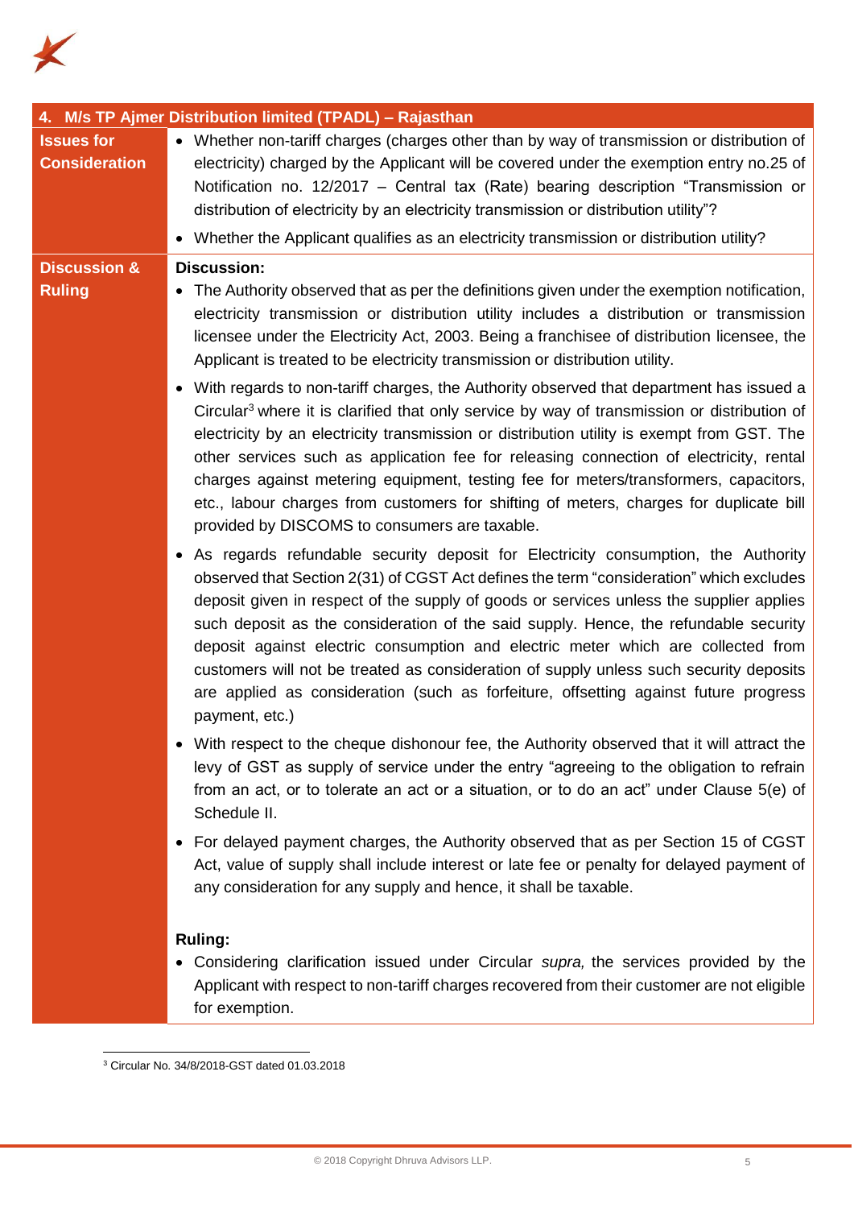## 4. M/s TP Ajmer Distribution limited (TPADL) – Rajasthan

| | |
|---|---|
| **Issues for Consideration** | • Whether non-tariff charges (charges other than by way of transmission or distribution of electricity) charged by the Applicant will be covered under the exemption entry no.25 of Notification no. 12/2017 – Central tax (Rate) bearing description "Transmission or distribution of electricity by an electricity transmission or distribution utility"?<br>• Whether the Applicant qualifies as an electricity transmission or distribution utility? |
| **Discussion & Ruling** | **Discussion:**<br>• The Authority observed that as per the definitions given under the exemption notification, electricity transmission or distribution utility includes a distribution or transmission licensee under the Electricity Act, 2003. Being a franchisee of distribution licensee, the Applicant is treated to be electricity transmission or distribution utility.<br>• With regards to non-tariff charges, the Authority observed that department has issued a Circular[3] where it is clarified that only service by way of transmission or distribution of electricity by an electricity transmission or distribution utility is exempt from GST. The other services such as application fee for releasing connection of electricity, rental charges against metering equipment, testing fee for meters/transformers, capacitors, etc., labour charges from customers for shifting of meters, charges for duplicate bill provided by DISCOMS to consumers are taxable.<br>• As regards refundable security deposit for Electricity consumption, the Authority observed that Section 2(31) of CGST Act defines the term "consideration" which excludes deposit given in respect of the supply of goods or services unless the supplier applies such deposit as the consideration of the said supply. Hence, the refundable security deposit against electric consumption and electric meter which are collected from customers will not be treated as consideration of supply unless such security deposits are applied as consideration (such as forfeiture, offsetting against future progress payment, etc.)<br>• With respect to the cheque dishonour fee, the Authority observed that it will attract the levy of GST as supply of service under the entry "agreeing to the obligation to refrain from an act, or to tolerate an act or a situation, or to do an act" under Clause 5(e) of Schedule II.<br>• For delayed payment charges, the Authority observed that as per Section 15 of CGST Act, value of supply shall include interest or late fee or penalty for delayed payment of any consideration for any supply and hence, it shall be taxable.<br><br>**Ruling:**<br>• Considering clarification issued under Circular *supra,* the services provided by the Applicant with respect to non-tariff charges recovered from their customer are not eligible for exemption. |

[3] Circular No. 34/8/2018-GST dated 01.03.2018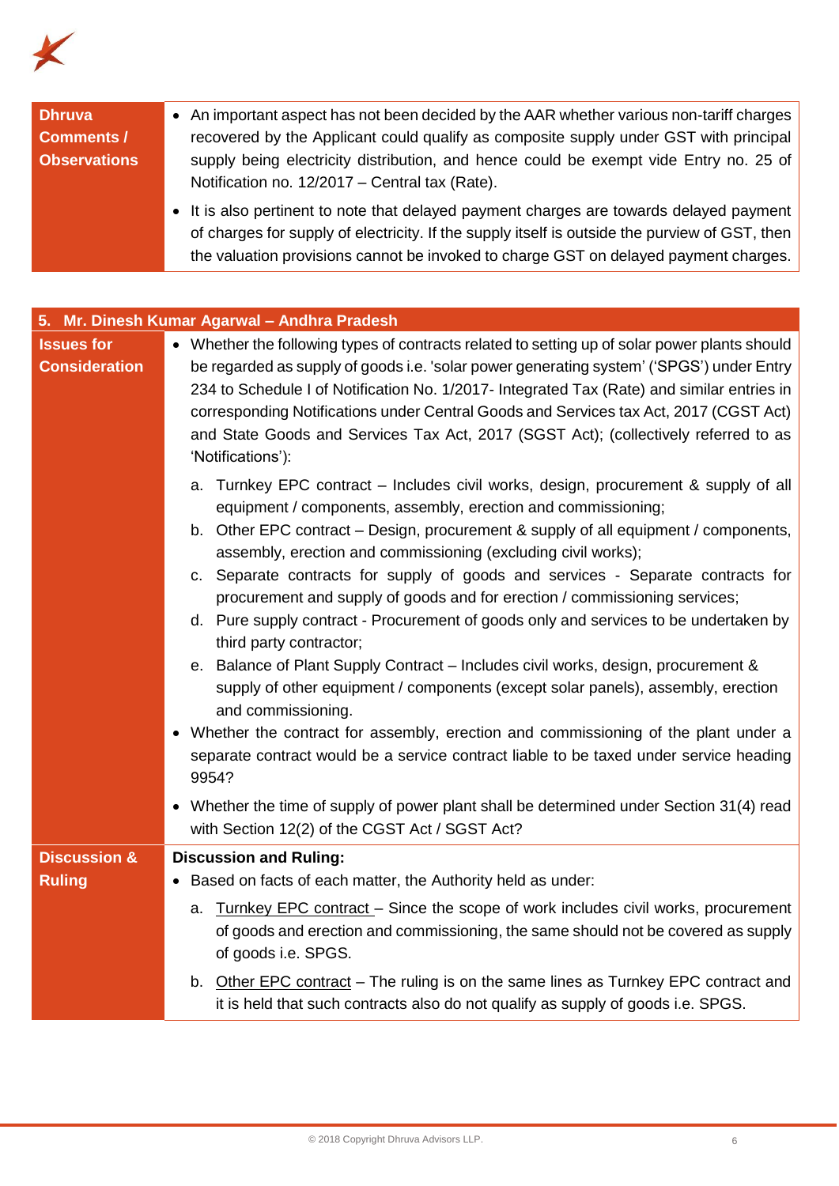| | |
|---|---|
| **Dhruva Comments / Observations** | • An important aspect has not been decided by the AAR whether various non-tariff charges recovered by the Applicant could qualify as composite supply under GST with principal supply being electricity distribution, and hence could be exempt vide Entry no. 25 of Notification no. 12/2017 – Central tax (Rate).<br>• It is also pertinent to note that delayed payment charges are towards delayed payment of charges for supply of electricity. If the supply itself is outside the purview of GST, then the valuation provisions cannot be invoked to charge GST on delayed payment charges. |

| **5. Mr. Dinesh Kumar Agarwal – Andhra Pradesh** | |
|---|---|
| **Issues for Consideration** | • Whether the following types of contracts related to setting up of solar power plants should be regarded as supply of goods i.e. 'solar power generating system' ('SPGS') under Entry 234 to Schedule I of Notification No. 1/2017- Integrated Tax (Rate) and similar entries in corresponding Notifications under Central Goods and Services tax Act, 2017 (CGST Act) and State Goods and Services Tax Act, 2017 (SGST Act); (collectively referred to as 'Notifications'):<br>a. Turnkey EPC contract – Includes civil works, design, procurement & supply of all equipment / components, assembly, erection and commissioning;<br>b. Other EPC contract – Design, procurement & supply of all equipment / components, assembly, erection and commissioning (excluding civil works);<br>c. Separate contracts for supply of goods and services - Separate contracts for procurement and supply of goods and for erection / commissioning services;<br>d. Pure supply contract - Procurement of goods only and services to be undertaken by third party contractor;<br>e. Balance of Plant Supply Contract – Includes civil works, design, procurement & supply of other equipment / components (except solar panels), assembly, erection and commissioning.<br>• Whether the contract for assembly, erection and commissioning of the plant under a separate contract would be a service contract liable to be taxed under service heading 9954?<br>• Whether the time of supply of power plant shall be determined under Section 31(4) read with Section 12(2) of the CGST Act / SGST Act? |
| **Discussion & Ruling** | **Discussion and Ruling:**<br>• Based on facts of each matter, the Authority held as under:<br>a. <u>Turnkey EPC contract</u> – Since the scope of work includes civil works, procurement of goods and erection and commissioning, the same should not be covered as supply of goods i.e. SPGS.<br>b. <u>Other EPC contract</u> – The ruling is on the same lines as Turnkey EPC contract and it is held that such contracts also do not qualify as supply of goods i.e. SPGS. |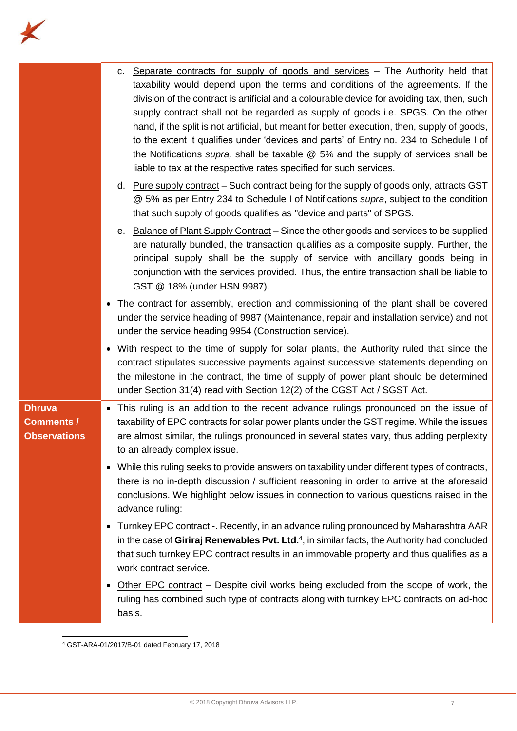|  |  |
|---|---|
|  | c. Separate contracts for supply of goods and services – The Authority held that taxability would depend upon the terms and conditions of the agreements. If the division of the contract is artificial and a colourable device for avoiding tax, then, such supply contract shall not be regarded as supply of goods i.e. SPGS. On the other hand, if the split is not artificial, but meant for better execution, then, supply of goods, to the extent it qualifies under 'devices and parts' of Entry no. 234 to Schedule I of the Notifications *supra,* shall be taxable @ 5% and the supply of services shall be liable to tax at the respective rates specified for such services.<br><br>d. Pure supply contract – Such contract being for the supply of goods only, attracts GST @ 5% as per Entry 234 to Schedule I of Notifications *supra*, subject to the condition that such supply of goods qualifies as "device and parts" of SPGS.<br><br>e. Balance of Plant Supply Contract – Since the other goods and services to be supplied are naturally bundled, the transaction qualifies as a composite supply. Further, the principal supply shall be the supply of service with ancillary goods being in conjunction with the services provided. Thus, the entire transaction shall be liable to GST @ 18% (under HSN 9987).<br><br>• The contract for assembly, erection and commissioning of the plant shall be covered under the service heading of 9987 (Maintenance, repair and installation service) and not under the service heading 9954 (Construction service).<br><br>• With respect to the time of supply for solar plants, the Authority ruled that since the contract stipulates successive payments against successive statements depending on the milestone in the contract, the time of supply of power plant should be determined under Section 31(4) read with Section 12(2) of the CGST Act / SGST Act. |
| **Dhruva Comments / Observations** | • This ruling is an addition to the recent advance rulings pronounced on the issue of taxability of EPC contracts for solar power plants under the GST regime. While the issues are almost similar, the rulings pronounced in several states vary, thus adding perplexity to an already complex issue.<br><br>• While this ruling seeks to provide answers on taxability under different types of contracts, there is no in-depth discussion / sufficient reasoning in order to arrive at the aforesaid conclusions. We highlight below issues in connection to various questions raised in the advance ruling:<br><br>• Turnkey EPC contract -. Recently, in an advance ruling pronounced by Maharashtra AAR in the case of **Giriraj Renewables Pvt. Ltd.**[4], in similar facts, the Authority had concluded that such turnkey EPC contract results in an immovable property and thus qualifies as a work contract service.<br><br>• Other EPC contract – Despite civil works being excluded from the scope of work, the ruling has combined such type of contracts along with turnkey EPC contracts on ad-hoc basis. |

[4] GST-ARA-01/2017/B-01 dated February 17, 2018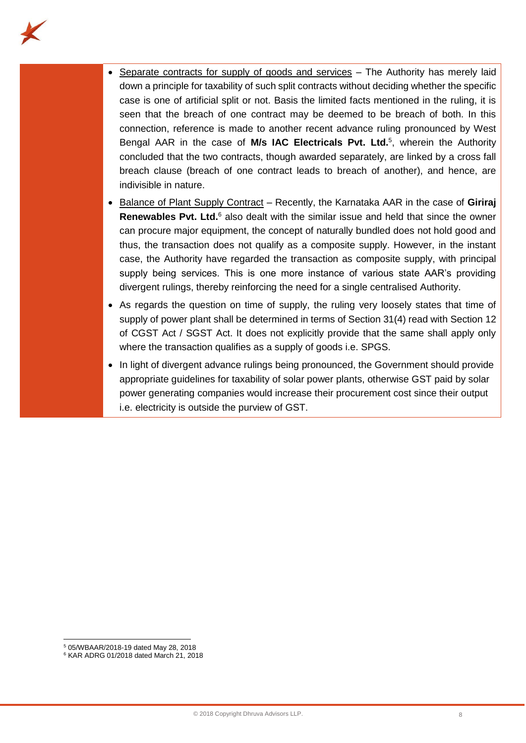- Separate contracts for supply of goods and services – The Authority has merely laid down a principle for taxability of such split contracts without deciding whether the specific case is one of artificial split or not. Basis the limited facts mentioned in the ruling, it is seen that the breach of one contract may be deemed to be breach of both. In this connection, reference is made to another recent advance ruling pronounced by West Bengal AAR in the case of **M/s IAC Electricals Pvt. Ltd.**[5], wherein the Authority concluded that the two contracts, though awarded separately, are linked by a cross fall breach clause (breach of one contract leads to breach of another), and hence, are indivisible in nature.
- Balance of Plant Supply Contract – Recently, the Karnataka AAR in the case of **Giriraj Renewables Pvt. Ltd.**[6] also dealt with the similar issue and held that since the owner can procure major equipment, the concept of naturally bundled does not hold good and thus, the transaction does not qualify as a composite supply. However, in the instant case, the Authority have regarded the transaction as composite supply, with principal supply being services. This is one more instance of various state AAR's providing divergent rulings, thereby reinforcing the need for a single centralised Authority.
- As regards the question on time of supply, the ruling very loosely states that time of supply of power plant shall be determined in terms of Section 31(4) read with Section 12 of CGST Act / SGST Act. It does not explicitly provide that the same shall apply only where the transaction qualifies as a supply of goods i.e. SPGS.
- In light of divergent advance rulings being pronounced, the Government should provide appropriate guidelines for taxability of solar power plants, otherwise GST paid by solar power generating companies would increase their procurement cost since their output i.e. electricity is outside the purview of GST.

---

[5] 05/WBAAR/2018-19 dated May 28, 2018

[6] KAR ADRG 01/2018 dated March 21, 2018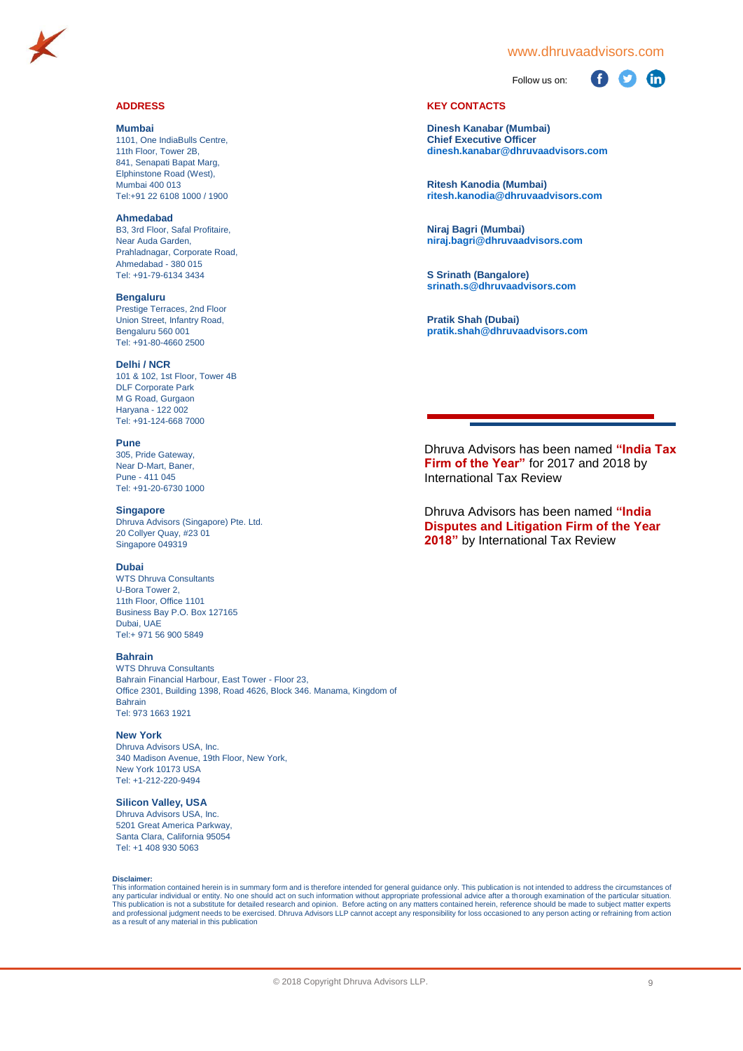www.dhruvaadvisors.com

Follow us on:

## ADDRESS

**Mumbai**
1101, One IndiaBulls Centre,
11th Floor, Tower 2B,
841, Senapati Bapat Marg,
Elphinstone Road (West),
Mumbai 400 013
Tel:+91 22 6108 1000 / 1900

**Ahmedabad**
B3, 3rd Floor, Safal Profitaire,
Near Auda Garden,
Prahladnagar, Corporate Road,
Ahmedabad - 380 015
Tel: +91-79-6134 3434

**Bengaluru**
Prestige Terraces, 2nd Floor
Union Street, Infantry Road,
Bengaluru 560 001
Tel: +91-80-4660 2500

**Delhi / NCR**
101 & 102, 1st Floor, Tower 4B
DLF Corporate Park
M G Road, Gurgaon
Haryana - 122 002
Tel: +91-124-668 7000

**Pune**
305, Pride Gateway,
Near D-Mart, Baner,
Pune - 411 045
Tel: +91-20-6730 1000

**Singapore**
Dhruva Advisors (Singapore) Pte. Ltd.
20 Collyer Quay, #23 01
Singapore 049319

**Dubai**
WTS Dhruva Consultants
U-Bora Tower 2,
11th Floor, Office 1101
Business Bay P.O. Box 127165
Dubai, UAE
Tel:+ 971 56 900 5849

**Bahrain**
WTS Dhruva Consultants
Bahrain Financial Harbour, East Tower - Floor 23,
Office 2301, Building 1398, Road 4626, Block 346. Manama, Kingdom of Bahrain
Tel: 973 1663 1921

**New York**
Dhruva Advisors USA, Inc.
340 Madison Avenue, 19th Floor, New York,
New York 10173 USA
Tel: +1-212-220-9494

**Silicon Valley, USA**
Dhruva Advisors USA, Inc.
5201 Great America Parkway,
Santa Clara, California 95054
Tel: +1 408 930 5063

## KEY CONTACTS

**Dinesh Kanabar (Mumbai)**
**Chief Executive Officer**
**dinesh.kanabar@dhruvaadvisors.com**

**Ritesh Kanodia (Mumbai)**
**ritesh.kanodia@dhruvaadvisors.com**

**Niraj Bagri (Mumbai)**
**niraj.bagri@dhruvaadvisors.com**

**S Srinath (Bangalore)**
**srinath.s@dhruvaadvisors.com**

**Pratik Shah (Dubai)**
**pratik.shah@dhruvaadvisors.com**

Dhruva Advisors has been named **"India Tax Firm of the Year"** for 2017 and 2018 by International Tax Review

Dhruva Advisors has been named **"India Disputes and Litigation Firm of the Year 2018"** by International Tax Review

**Disclaimer:**
This information contained herein is in summary form and is therefore intended for general guidance only. This publication is not intended to address the circumstances of any particular individual or entity. No one should act on such information without appropriate professional advice after a thorough examination of the particular situation. This publication is not a substitute for detailed research and opinion. Before acting on any matters contained herein, reference should be made to subject matter experts and professional judgment needs to be exercised. Dhruva Advisors LLP cannot accept any responsibility for loss occasioned to any person acting or refraining from action as a result of any material in this publication

© 2018 Copyright Dhruva Advisors LLP.